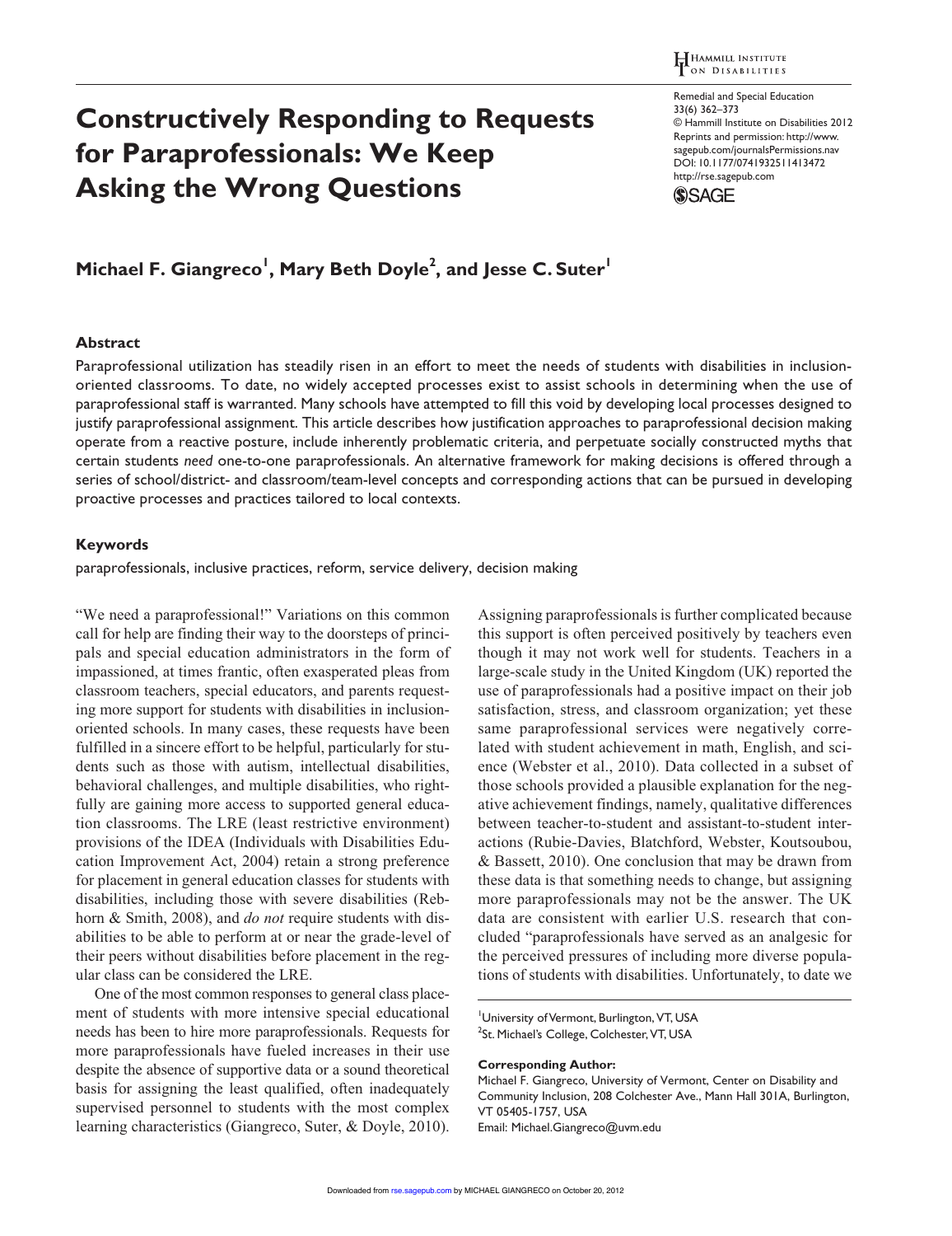# Constructively Responding to Requests for Paraprofessionals: We Keep Asking the Wrong Questions

**Michael F. Giangreco[1], Mary Beth Doyle[2], and Jesse C. Suter[1]**

## Abstract

Paraprofessional utilization has steadily risen in an effort to meet the needs of students with disabilities in inclusion-oriented classrooms. To date, no widely accepted processes exist to assist schools in determining when the use of paraprofessional staff is warranted. Many schools have attempted to fill this void by developing local processes designed to justify paraprofessional assignment. This article describes how justification approaches to paraprofessional decision making operate from a reactive posture, include inherently problematic criteria, and perpetuate socially constructed myths that certain students *need* one-to-one paraprofessionals. An alternative framework for making decisions is offered through a series of school/district- and classroom/team-level concepts and corresponding actions that can be pursued in developing proactive processes and practices tailored to local contexts.

## Keywords

paraprofessionals, inclusive practices, reform, service delivery, decision making

"We need a paraprofessional!" Variations on this common call for help are finding their way to the doorsteps of principals and special education administrators in the form of impassioned, at times frantic, often exasperated pleas from classroom teachers, special educators, and parents requesting more support for students with disabilities in inclusion-oriented schools. In many cases, these requests have been fulfilled in a sincere effort to be helpful, particularly for students such as those with autism, intellectual disabilities, behavioral challenges, and multiple disabilities, who rightfully are gaining more access to supported general education classrooms. The LRE (least restrictive environment) provisions of the IDEA (Individuals with Disabilities Education Improvement Act, 2004) retain a strong preference for placement in general education classes for students with disabilities, including those with severe disabilities (Rebhorn & Smith, 2008), and *do not* require students with disabilities to be able to perform at or near the grade-level of their peers without disabilities before placement in the regular class can be considered the LRE.

One of the most common responses to general class placement of students with more intensive special educational needs has been to hire more paraprofessionals. Requests for more paraprofessionals have fueled increases in their use despite the absence of supportive data or a sound theoretical basis for assigning the least qualified, often inadequately supervised personnel to students with the most complex learning characteristics (Giangreco, Suter, & Doyle, 2010). Assigning paraprofessionals is further complicated because this support is often perceived positively by teachers even though it may not work well for students. Teachers in a large-scale study in the United Kingdom (UK) reported the use of paraprofessionals had a positive impact on their job satisfaction, stress, and classroom organization; yet these same paraprofessional services were negatively correlated with student achievement in math, English, and science (Webster et al., 2010). Data collected in a subset of those schools provided a plausible explanation for the negative achievement findings, namely, qualitative differences between teacher-to-student and assistant-to-student interactions (Rubie-Davies, Blatchford, Webster, Koutsoubou, & Bassett, 2010). One conclusion that may be drawn from these data is that something needs to change, but assigning more paraprofessionals may not be the answer. The UK data are consistent with earlier U.S. research that concluded "paraprofessionals have served as an analgesic for the perceived pressures of including more diverse populations of students with disabilities. Unfortunately, to date we

[1]University of Vermont, Burlington, VT, USA
[2]St. Michael's College, Colchester, VT, USA

**Corresponding Author:**
Michael F. Giangreco, University of Vermont, Center on Disability and Community Inclusion, 208 Colchester Ave., Mann Hall 301A, Burlington, VT 05405-1757, USA
Email: Michael.Giangreco@uvm.edu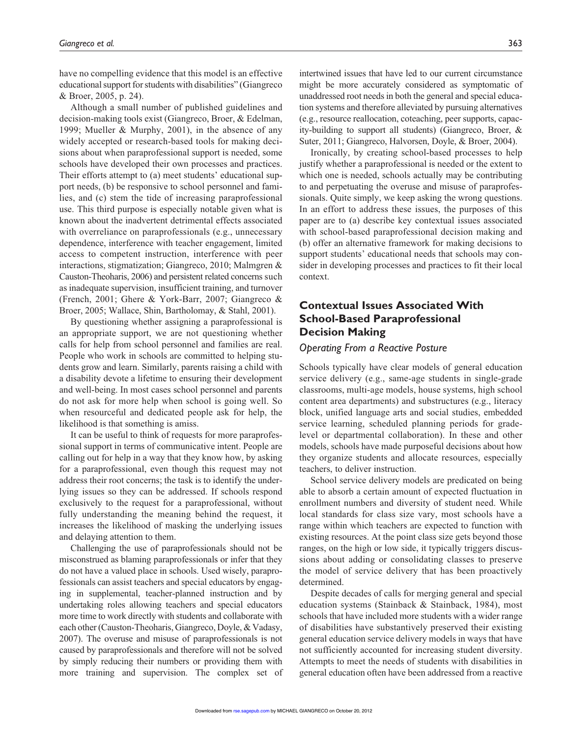have no compelling evidence that this model is an effective educational support for students with disabilities" (Giangreco & Broer, 2005, p. 24).

Although a small number of published guidelines and decision-making tools exist (Giangreco, Broer, & Edelman, 1999; Mueller & Murphy, 2001), in the absence of any widely accepted or research-based tools for making decisions about when paraprofessional support is needed, some schools have developed their own processes and practices. Their efforts attempt to (a) meet students' educational support needs, (b) be responsive to school personnel and families, and (c) stem the tide of increasing paraprofessional use. This third purpose is especially notable given what is known about the inadvertent detrimental effects associated with overreliance on paraprofessionals (e.g., unnecessary dependence, interference with teacher engagement, limited access to competent instruction, interference with peer interactions, stigmatization; Giangreco, 2010; Malmgren & Causton-Theoharis, 2006) and persistent related concerns such as inadequate supervision, insufficient training, and turnover (French, 2001; Ghere & York-Barr, 2007; Giangreco & Broer, 2005; Wallace, Shin, Bartholomay, & Stahl, 2001).

By questioning whether assigning a paraprofessional is an appropriate support, we are not questioning whether calls for help from school personnel and families are real. People who work in schools are committed to helping students grow and learn. Similarly, parents raising a child with a disability devote a lifetime to ensuring their development and well-being. In most cases school personnel and parents do not ask for more help when school is going well. So when resourceful and dedicated people ask for help, the likelihood is that something is amiss.

It can be useful to think of requests for more paraprofessional support in terms of communicative intent. People are calling out for help in a way that they know how, by asking for a paraprofessional, even though this request may not address their root concerns; the task is to identify the underlying issues so they can be addressed. If schools respond exclusively to the request for a paraprofessional, without fully understanding the meaning behind the request, it increases the likelihood of masking the underlying issues and delaying attention to them.

Challenging the use of paraprofessionals should not be misconstrued as blaming paraprofessionals or infer that they do not have a valued place in schools. Used wisely, paraprofessionals can assist teachers and special educators by engaging in supplemental, teacher-planned instruction and by undertaking roles allowing teachers and special educators more time to work directly with students and collaborate with each other (Causton-Theoharis, Giangreco, Doyle, & Vadasy, 2007). The overuse and misuse of paraprofessionals is not caused by paraprofessionals and therefore will not be solved by simply reducing their numbers or providing them with more training and supervision. The complex set of intertwined issues that have led to our current circumstance might be more accurately considered as symptomatic of unaddressed root needs in both the general and special education systems and therefore alleviated by pursuing alternatives (e.g., resource reallocation, coteaching, peer supports, capacity-building to support all students) (Giangreco, Broer, & Suter, 2011; Giangreco, Halvorsen, Doyle, & Broer, 2004).

Ironically, by creating school-based processes to help justify whether a paraprofessional is needed or the extent to which one is needed, schools actually may be contributing to and perpetuating the overuse and misuse of paraprofessionals. Quite simply, we keep asking the wrong questions. In an effort to address these issues, the purposes of this paper are to (a) describe key contextual issues associated with school-based paraprofessional decision making and (b) offer an alternative framework for making decisions to support students' educational needs that schools may consider in developing processes and practices to fit their local context.

## Contextual Issues Associated With School-Based Paraprofessional Decision Making

### *Operating From a Reactive Posture*

Schools typically have clear models of general education service delivery (e.g., same-age students in single-grade classrooms, multi-age models, house systems, high school content area departments) and substructures (e.g., literacy block, unified language arts and social studies, embedded service learning, scheduled planning periods for grade-level or departmental collaboration). In these and other models, schools have made purposeful decisions about how they organize students and allocate resources, especially teachers, to deliver instruction.

School service delivery models are predicated on being able to absorb a certain amount of expected fluctuation in enrollment numbers and diversity of student need. While local standards for class size vary, most schools have a range within which teachers are expected to function with existing resources. At the point class size gets beyond those ranges, on the high or low side, it typically triggers discussions about adding or consolidating classes to preserve the model of service delivery that has been proactively determined.

Despite decades of calls for merging general and special education systems (Stainback & Stainback, 1984), most schools that have included more students with a wider range of disabilities have substantively preserved their existing general education service delivery models in ways that have not sufficiently accounted for increasing student diversity. Attempts to meet the needs of students with disabilities in general education often have been addressed from a reactive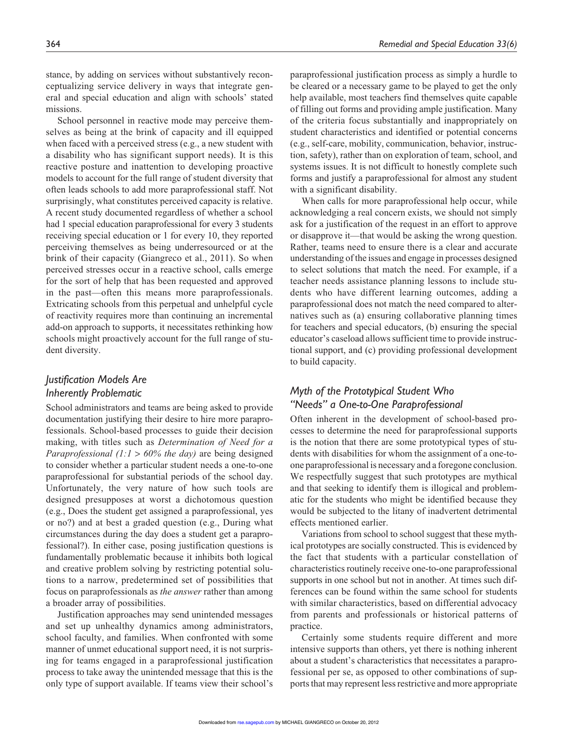stance, by adding on services without substantively reconceptualizing service delivery in ways that integrate general and special education and align with schools' stated missions.

School personnel in reactive mode may perceive themselves as being at the brink of capacity and ill equipped when faced with a perceived stress (e.g., a new student with a disability who has significant support needs). It is this reactive posture and inattention to developing proactive models to account for the full range of student diversity that often leads schools to add more paraprofessional staff. Not surprisingly, what constitutes perceived capacity is relative. A recent study documented regardless of whether a school had 1 special education paraprofessional for every 3 students receiving special education or 1 for every 10, they reported perceiving themselves as being underresourced or at the brink of their capacity (Giangreco et al., 2011). So when perceived stresses occur in a reactive school, calls emerge for the sort of help that has been requested and approved in the past—often this means more paraprofessionals. Extricating schools from this perpetual and unhelpful cycle of reactivity requires more than continuing an incremental add-on approach to supports, it necessitates rethinking how schools might proactively account for the full range of student diversity.

## *Justification Models Are Inherently Problematic*

School administrators and teams are being asked to provide documentation justifying their desire to hire more paraprofessionals. School-based processes to guide their decision making, with titles such as *Determination of Need for a Paraprofessional (1:1 > 60% the day)* are being designed to consider whether a particular student needs a one-to-one paraprofessional for substantial periods of the school day. Unfortunately, the very nature of how such tools are designed presupposes at worst a dichotomous question (e.g., Does the student get assigned a paraprofessional, yes or no?) and at best a graded question (e.g., During what circumstances during the day does a student get a paraprofessional?). In either case, posing justification questions is fundamentally problematic because it inhibits both logical and creative problem solving by restricting potential solutions to a narrow, predetermined set of possibilities that focus on paraprofessionals as *the answer* rather than among a broader array of possibilities.

Justification approaches may send unintended messages and set up unhealthy dynamics among administrators, school faculty, and families. When confronted with some manner of unmet educational support need, it is not surprising for teams engaged in a paraprofessional justification process to take away the unintended message that this is the only type of support available. If teams view their school's paraprofessional justification process as simply a hurdle to be cleared or a necessary game to be played to get the only help available, most teachers find themselves quite capable of filling out forms and providing ample justification. Many of the criteria focus substantially and inappropriately on student characteristics and identified or potential concerns (e.g., self-care, mobility, communication, behavior, instruction, safety), rather than on exploration of team, school, and systems issues. It is not difficult to honestly complete such forms and justify a paraprofessional for almost any student with a significant disability.

When calls for more paraprofessional help occur, while acknowledging a real concern exists, we should not simply ask for a justification of the request in an effort to approve or disapprove it—that would be asking the wrong question. Rather, teams need to ensure there is a clear and accurate understanding of the issues and engage in processes designed to select solutions that match the need. For example, if a teacher needs assistance planning lessons to include students who have different learning outcomes, adding a paraprofessional does not match the need compared to alternatives such as (a) ensuring collaborative planning times for teachers and special educators, (b) ensuring the special educator's caseload allows sufficient time to provide instructional support, and (c) providing professional development to build capacity.

## *Myth of the Prototypical Student Who "Needs" a One-to-One Paraprofessional*

Often inherent in the development of school-based processes to determine the need for paraprofessional supports is the notion that there are some prototypical types of students with disabilities for whom the assignment of a one-to-one paraprofessional is necessary and a foregone conclusion. We respectfully suggest that such prototypes are mythical and that seeking to identify them is illogical and problematic for the students who might be identified because they would be subjected to the litany of inadvertent detrimental effects mentioned earlier.

Variations from school to school suggest that these mythical prototypes are socially constructed. This is evidenced by the fact that students with a particular constellation of characteristics routinely receive one-to-one paraprofessional supports in one school but not in another. At times such differences can be found within the same school for students with similar characteristics, based on differential advocacy from parents and professionals or historical patterns of practice.

Certainly some students require different and more intensive supports than others, yet there is nothing inherent about a student's characteristics that necessitates a paraprofessional per se, as opposed to other combinations of supports that may represent less restrictive and more appropriate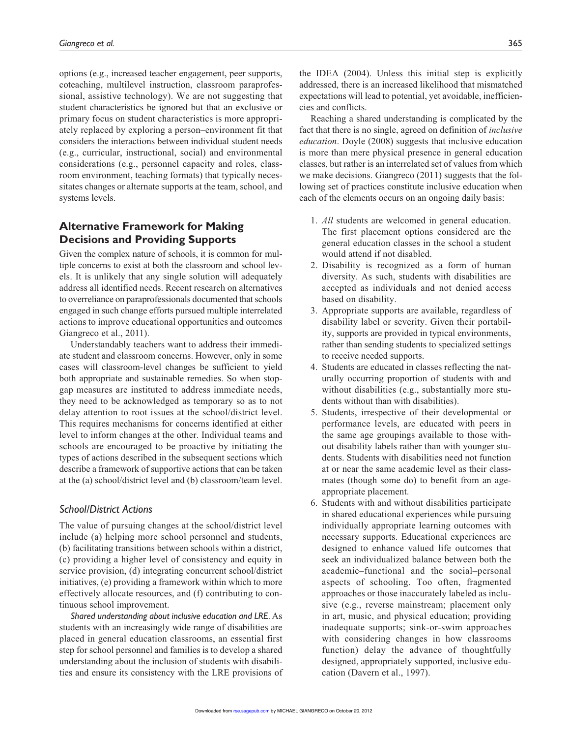options (e.g., increased teacher engagement, peer supports, coteaching, multilevel instruction, classroom paraprofessional, assistive technology). We are not suggesting that student characteristics be ignored but that an exclusive or primary focus on student characteristics is more appropriately replaced by exploring a person–environment fit that considers the interactions between individual student needs (e.g., curricular, instructional, social) and environmental considerations (e.g., personnel capacity and roles, classroom environment, teaching formats) that typically necessitates changes or alternate supports at the team, school, and systems levels.

## Alternative Framework for Making Decisions and Providing Supports

Given the complex nature of schools, it is common for multiple concerns to exist at both the classroom and school levels. It is unlikely that any single solution will adequately address all identified needs. Recent research on alternatives to overreliance on paraprofessionals documented that schools engaged in such change efforts pursued multiple interrelated actions to improve educational opportunities and outcomes Giangreco et al., 2011).

Understandably teachers want to address their immediate student and classroom concerns. However, only in some cases will classroom-level changes be sufficient to yield both appropriate and sustainable remedies. So when stopgap measures are instituted to address immediate needs, they need to be acknowledged as temporary so as to not delay attention to root issues at the school/district level. This requires mechanisms for concerns identified at either level to inform changes at the other. Individual teams and schools are encouraged to be proactive by initiating the types of actions described in the subsequent sections which describe a framework of supportive actions that can be taken at the (a) school/district level and (b) classroom/team level.

### School/District Actions

The value of pursuing changes at the school/district level include (a) helping more school personnel and students, (b) facilitating transitions between schools within a district, (c) providing a higher level of consistency and equity in service provision, (d) integrating concurrent school/district initiatives, (e) providing a framework within which to more effectively allocate resources, and (f) contributing to continuous school improvement.

*Shared understanding about inclusive education and LRE*. As students with an increasingly wide range of disabilities are placed in general education classrooms, an essential first step for school personnel and families is to develop a shared understanding about the inclusion of students with disabilities and ensure its consistency with the LRE provisions of the IDEA (2004). Unless this initial step is explicitly addressed, there is an increased likelihood that mismatched expectations will lead to potential, yet avoidable, inefficiencies and conflicts.

Reaching a shared understanding is complicated by the fact that there is no single, agreed on definition of *inclusive education*. Doyle (2008) suggests that inclusive education is more than mere physical presence in general education classes, but rather is an interrelated set of values from which we make decisions. Giangreco (2011) suggests that the following set of practices constitute inclusive education when each of the elements occurs on an ongoing daily basis:

1. *All* students are welcomed in general education. The first placement options considered are the general education classes in the school a student would attend if not disabled.
2. Disability is recognized as a form of human diversity. As such, students with disabilities are accepted as individuals and not denied access based on disability.
3. Appropriate supports are available, regardless of disability label or severity. Given their portability, supports are provided in typical environments, rather than sending students to specialized settings to receive needed supports.
4. Students are educated in classes reflecting the naturally occurring proportion of students with and without disabilities (e.g., substantially more students without than with disabilities).
5. Students, irrespective of their developmental or performance levels, are educated with peers in the same age groupings available to those without disability labels rather than with younger students. Students with disabilities need not function at or near the same academic level as their classmates (though some do) to benefit from an age-appropriate placement.
6. Students with and without disabilities participate in shared educational experiences while pursuing individually appropriate learning outcomes with necessary supports. Educational experiences are designed to enhance valued life outcomes that seek an individualized balance between both the academic–functional and the social–personal aspects of schooling. Too often, fragmented approaches or those inaccurately labeled as inclusive (e.g., reverse mainstream; placement only in art, music, and physical education; providing inadequate supports; sink-or-swim approaches with considering changes in how classrooms function) delay the advance of thoughtfully designed, appropriately supported, inclusive education (Davern et al., 1997).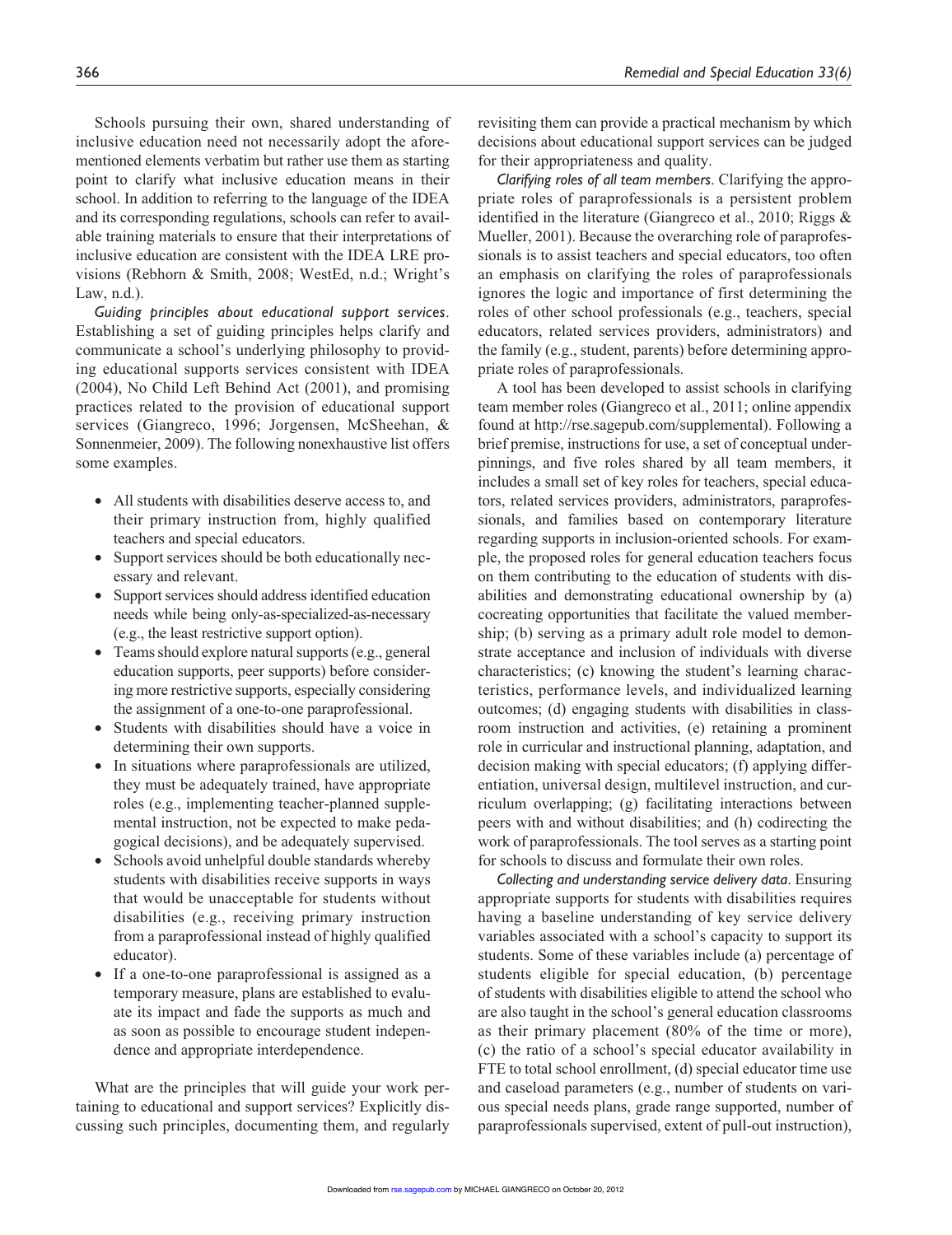Schools pursuing their own, shared understanding of inclusive education need not necessarily adopt the aforementioned elements verbatim but rather use them as starting point to clarify what inclusive education means in their school. In addition to referring to the language of the IDEA and its corresponding regulations, schools can refer to available training materials to ensure that their interpretations of inclusive education are consistent with the IDEA LRE provisions (Rebhorn & Smith, 2008; WestEd, n.d.; Wright's Law, n.d.).

*Guiding principles about educational support services*. Establishing a set of guiding principles helps clarify and communicate a school's underlying philosophy to providing educational supports services consistent with IDEA (2004), No Child Left Behind Act (2001), and promising practices related to the provision of educational support services (Giangreco, 1996; Jorgensen, McSheehan, & Sonnenmeier, 2009). The following nonexhaustive list offers some examples.

- All students with disabilities deserve access to, and their primary instruction from, highly qualified teachers and special educators.
- Support services should be both educationally necessary and relevant.
- Support services should address identified education needs while being only-as-specialized-as-necessary (e.g., the least restrictive support option).
- Teams should explore natural supports (e.g., general education supports, peer supports) before considering more restrictive supports, especially considering the assignment of a one-to-one paraprofessional.
- Students with disabilities should have a voice in determining their own supports.
- In situations where paraprofessionals are utilized, they must be adequately trained, have appropriate roles (e.g., implementing teacher-planned supplemental instruction, not be expected to make pedagogical decisions), and be adequately supervised.
- Schools avoid unhelpful double standards whereby students with disabilities receive supports in ways that would be unacceptable for students without disabilities (e.g., receiving primary instruction from a paraprofessional instead of highly qualified educator).
- If a one-to-one paraprofessional is assigned as a temporary measure, plans are established to evaluate its impact and fade the supports as much and as soon as possible to encourage student independence and appropriate interdependence.

What are the principles that will guide your work pertaining to educational and support services? Explicitly discussing such principles, documenting them, and regularly revisiting them can provide a practical mechanism by which decisions about educational support services can be judged for their appropriateness and quality.

*Clarifying roles of all team members*. Clarifying the appropriate roles of paraprofessionals is a persistent problem identified in the literature (Giangreco et al., 2010; Riggs & Mueller, 2001). Because the overarching role of paraprofessionals is to assist teachers and special educators, too often an emphasis on clarifying the roles of paraprofessionals ignores the logic and importance of first determining the roles of other school professionals (e.g., teachers, special educators, related services providers, administrators) and the family (e.g., student, parents) before determining appropriate roles of paraprofessionals.

A tool has been developed to assist schools in clarifying team member roles (Giangreco et al., 2011; online appendix found at http://rse.sagepub.com/supplemental). Following a brief premise, instructions for use, a set of conceptual underpinnings, and five roles shared by all team members, it includes a small set of key roles for teachers, special educators, related services providers, administrators, paraprofessionals, and families based on contemporary literature regarding supports in inclusion-oriented schools. For example, the proposed roles for general education teachers focus on them contributing to the education of students with disabilities and demonstrating educational ownership by (a) cocreating opportunities that facilitate the valued membership; (b) serving as a primary adult role model to demonstrate acceptance and inclusion of individuals with diverse characteristics; (c) knowing the student's learning characteristics, performance levels, and individualized learning outcomes; (d) engaging students with disabilities in classroom instruction and activities, (e) retaining a prominent role in curricular and instructional planning, adaptation, and decision making with special educators; (f) applying differentiation, universal design, multilevel instruction, and curriculum overlapping; (g) facilitating interactions between peers with and without disabilities; and (h) codirecting the work of paraprofessionals. The tool serves as a starting point for schools to discuss and formulate their own roles.

*Collecting and understanding service delivery data*. Ensuring appropriate supports for students with disabilities requires having a baseline understanding of key service delivery variables associated with a school's capacity to support its students. Some of these variables include (a) percentage of students eligible for special education, (b) percentage of students with disabilities eligible to attend the school who are also taught in the school's general education classrooms as their primary placement (80% of the time or more), (c) the ratio of a school's special educator availability in FTE to total school enrollment, (d) special educator time use and caseload parameters (e.g., number of students on various special needs plans, grade range supported, number of paraprofessionals supervised, extent of pull-out instruction),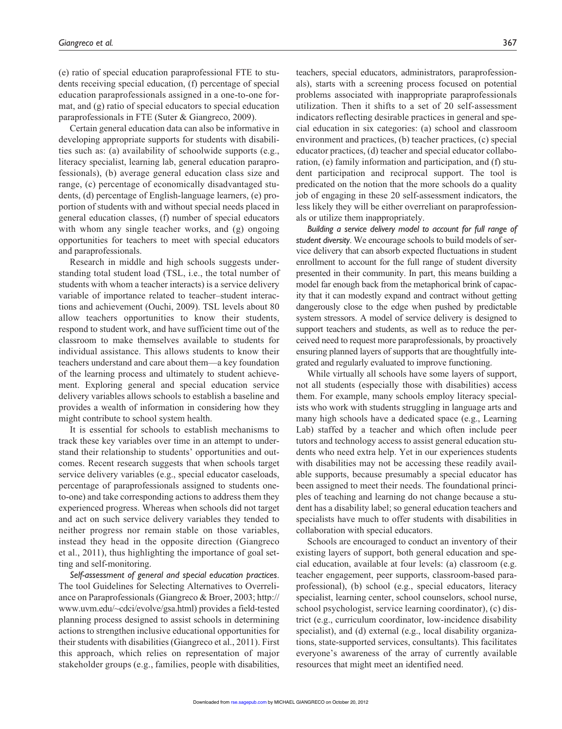(e) ratio of special education paraprofessional FTE to students receiving special education, (f) percentage of special education paraprofessionals assigned in a one-to-one format, and (g) ratio of special educators to special education paraprofessionals in FTE (Suter & Giangreco, 2009).

Certain general education data can also be informative in developing appropriate supports for students with disabilities such as: (a) availability of schoolwide supports (e.g., literacy specialist, learning lab, general education paraprofessionals), (b) average general education class size and range, (c) percentage of economically disadvantaged students, (d) percentage of English-language learners, (e) proportion of students with and without special needs placed in general education classes, (f) number of special educators with whom any single teacher works, and (g) ongoing opportunities for teachers to meet with special educators and paraprofessionals.

Research in middle and high schools suggests understanding total student load (TSL, i.e., the total number of students with whom a teacher interacts) is a service delivery variable of importance related to teacher–student interactions and achievement (Ouchi, 2009). TSL levels about 80 allow teachers opportunities to know their students, respond to student work, and have sufficient time out of the classroom to make themselves available to students for individual assistance. This allows students to know their teachers understand and care about them—a key foundation of the learning process and ultimately to student achievement. Exploring general and special education service delivery variables allows schools to establish a baseline and provides a wealth of information in considering how they might contribute to school system health.

It is essential for schools to establish mechanisms to track these key variables over time in an attempt to understand their relationship to students' opportunities and outcomes. Recent research suggests that when schools target service delivery variables (e.g., special educator caseloads, percentage of paraprofessionals assigned to students one-to-one) and take corresponding actions to address them they experienced progress. Whereas when schools did not target and act on such service delivery variables they tended to neither progress nor remain stable on those variables, instead they head in the opposite direction (Giangreco et al., 2011), thus highlighting the importance of goal setting and self-monitoring.

*Self-assessment of general and special education practices*. The tool Guidelines for Selecting Alternatives to Overreliance on Paraprofessionals (Giangreco & Broer, 2003; http://www.uvm.edu/~cdci/evolve/gsa.html) provides a field-tested planning process designed to assist schools in determining actions to strengthen inclusive educational opportunities for their students with disabilities (Giangreco et al., 2011). First this approach, which relies on representation of major stakeholder groups (e.g., families, people with disabilities, teachers, special educators, administrators, paraprofessionals), starts with a screening process focused on potential problems associated with inappropriate paraprofessionals utilization. Then it shifts to a set of 20 self-assessment indicators reflecting desirable practices in general and special education in six categories: (a) school and classroom environment and practices, (b) teacher practices, (c) special educator practices, (d) teacher and special educator collaboration, (e) family information and participation, and (f) student participation and reciprocal support. The tool is predicated on the notion that the more schools do a quality job of engaging in these 20 self-assessment indicators, the less likely they will be either overreliant on paraprofessionals or utilize them inappropriately.

*Building a service delivery model to account for full range of student diversity*. We encourage schools to build models of service delivery that can absorb expected fluctuations in student enrollment to account for the full range of student diversity presented in their community. In part, this means building a model far enough back from the metaphorical brink of capacity that it can modestly expand and contract without getting dangerously close to the edge when pushed by predictable system stressors. A model of service delivery is designed to support teachers and students, as well as to reduce the perceived need to request more paraprofessionals, by proactively ensuring planned layers of supports that are thoughtfully integrated and regularly evaluated to improve functioning.

While virtually all schools have some layers of support, not all students (especially those with disabilities) access them. For example, many schools employ literacy specialists who work with students struggling in language arts and many high schools have a dedicated space (e.g., Learning Lab) staffed by a teacher and which often include peer tutors and technology access to assist general education students who need extra help. Yet in our experiences students with disabilities may not be accessing these readily available supports, because presumably a special educator has been assigned to meet their needs. The foundational principles of teaching and learning do not change because a student has a disability label; so general education teachers and specialists have much to offer students with disabilities in collaboration with special educators.

Schools are encouraged to conduct an inventory of their existing layers of support, both general education and special education, available at four levels: (a) classroom (e.g. teacher engagement, peer supports, classroom-based paraprofessional), (b) school (e.g., special educators, literacy specialist, learning center, school counselors, school nurse, school psychologist, service learning coordinator), (c) district (e.g., curriculum coordinator, low-incidence disability specialist), and (d) external (e.g., local disability organizations, state-supported services, consultants). This facilitates everyone's awareness of the array of currently available resources that might meet an identified need.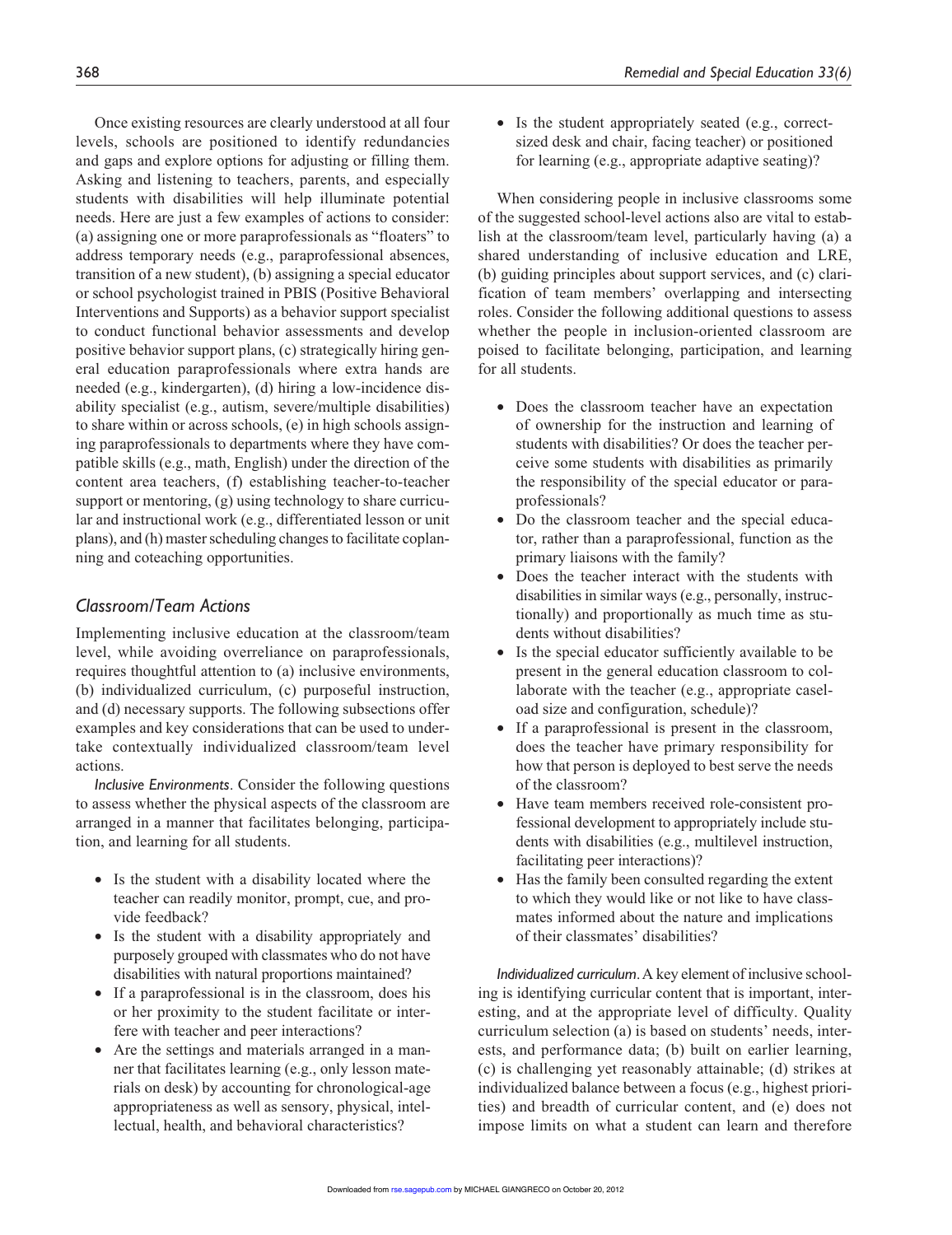Once existing resources are clearly understood at all four levels, schools are positioned to identify redundancies and gaps and explore options for adjusting or filling them. Asking and listening to teachers, parents, and especially students with disabilities will help illuminate potential needs. Here are just a few examples of actions to consider: (a) assigning one or more paraprofessionals as "floaters" to address temporary needs (e.g., paraprofessional absences, transition of a new student), (b) assigning a special educator or school psychologist trained in PBIS (Positive Behavioral Interventions and Supports) as a behavior support specialist to conduct functional behavior assessments and develop positive behavior support plans, (c) strategically hiring general education paraprofessionals where extra hands are needed (e.g., kindergarten), (d) hiring a low-incidence disability specialist (e.g., autism, severe/multiple disabilities) to share within or across schools, (e) in high schools assigning paraprofessionals to departments where they have compatible skills (e.g., math, English) under the direction of the content area teachers, (f) establishing teacher-to-teacher support or mentoring, (g) using technology to share curricular and instructional work (e.g., differentiated lesson or unit plans), and (h) master scheduling changes to facilitate coplanning and coteaching opportunities.

## Classroom/Team Actions

Implementing inclusive education at the classroom/team level, while avoiding overreliance on paraprofessionals, requires thoughtful attention to (a) inclusive environments, (b) individualized curriculum, (c) purposeful instruction, and (d) necessary supports. The following subsections offer examples and key considerations that can be used to undertake contextually individualized classroom/team level actions.

*Inclusive Environments*. Consider the following questions to assess whether the physical aspects of the classroom are arranged in a manner that facilitates belonging, participation, and learning for all students.

- Is the student with a disability located where the teacher can readily monitor, prompt, cue, and provide feedback?
- Is the student with a disability appropriately and purposely grouped with classmates who do not have disabilities with natural proportions maintained?
- If a paraprofessional is in the classroom, does his or her proximity to the student facilitate or interfere with teacher and peer interactions?
- Are the settings and materials arranged in a manner that facilitates learning (e.g., only lesson materials on desk) by accounting for chronological-age appropriateness as well as sensory, physical, intellectual, health, and behavioral characteristics?
- Is the student appropriately seated (e.g., correct-sized desk and chair, facing teacher) or positioned for learning (e.g., appropriate adaptive seating)?

When considering people in inclusive classrooms some of the suggested school-level actions also are vital to establish at the classroom/team level, particularly having (a) a shared understanding of inclusive education and LRE, (b) guiding principles about support services, and (c) clarification of team members' overlapping and intersecting roles. Consider the following additional questions to assess whether the people in inclusion-oriented classroom are poised to facilitate belonging, participation, and learning for all students.

- Does the classroom teacher have an expectation of ownership for the instruction and learning of students with disabilities? Or does the teacher perceive some students with disabilities as primarily the responsibility of the special educator or paraprofessionals?
- Do the classroom teacher and the special educator, rather than a paraprofessional, function as the primary liaisons with the family?
- Does the teacher interact with the students with disabilities in similar ways (e.g., personally, instructionally) and proportionally as much time as students without disabilities?
- Is the special educator sufficiently available to be present in the general education classroom to collaborate with the teacher (e.g., appropriate caseload size and configuration, schedule)?
- If a paraprofessional is present in the classroom, does the teacher have primary responsibility for how that person is deployed to best serve the needs of the classroom?
- Have team members received role-consistent professional development to appropriately include students with disabilities (e.g., multilevel instruction, facilitating peer interactions)?
- Has the family been consulted regarding the extent to which they would like or not like to have classmates informed about the nature and implications of their classmates' disabilities?

*Individualized curriculum*. A key element of inclusive schooling is identifying curricular content that is important, interesting, and at the appropriate level of difficulty. Quality curriculum selection (a) is based on students' needs, interests, and performance data; (b) built on earlier learning, (c) is challenging yet reasonably attainable; (d) strikes at individualized balance between a focus (e.g., highest priorities) and breadth of curricular content, and (e) does not impose limits on what a student can learn and therefore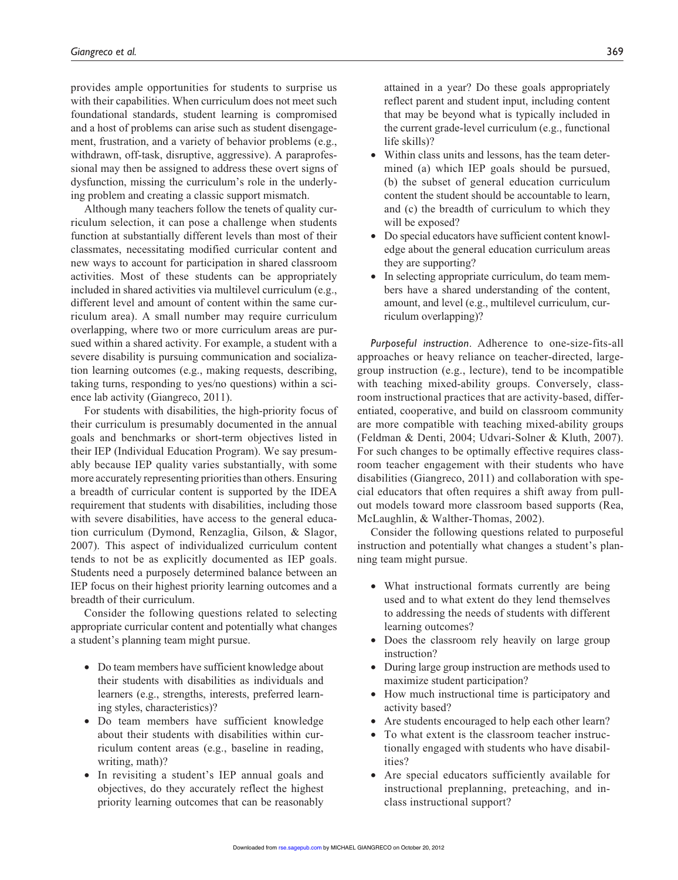provides ample opportunities for students to surprise us with their capabilities. When curriculum does not meet such foundational standards, student learning is compromised and a host of problems can arise such as student disengagement, frustration, and a variety of behavior problems (e.g., withdrawn, off-task, disruptive, aggressive). A paraprofessional may then be assigned to address these overt signs of dysfunction, missing the curriculum's role in the underlying problem and creating a classic support mismatch.

Although many teachers follow the tenets of quality curriculum selection, it can pose a challenge when students function at substantially different levels than most of their classmates, necessitating modified curricular content and new ways to account for participation in shared classroom activities. Most of these students can be appropriately included in shared activities via multilevel curriculum (e.g., different level and amount of content within the same curriculum area). A small number may require curriculum overlapping, where two or more curriculum areas are pursued within a shared activity. For example, a student with a severe disability is pursuing communication and socialization learning outcomes (e.g., making requests, describing, taking turns, responding to yes/no questions) within a science lab activity (Giangreco, 2011).

For students with disabilities, the high-priority focus of their curriculum is presumably documented in the annual goals and benchmarks or short-term objectives listed in their IEP (Individual Education Program). We say presumably because IEP quality varies substantially, with some more accurately representing priorities than others. Ensuring a breadth of curricular content is supported by the IDEA requirement that students with disabilities, including those with severe disabilities, have access to the general education curriculum (Dymond, Renzaglia, Gilson, & Slagor, 2007). This aspect of individualized curriculum content tends to not be as explicitly documented as IEP goals. Students need a purposely determined balance between an IEP focus on their highest priority learning outcomes and a breadth of their curriculum.

Consider the following questions related to selecting appropriate curricular content and potentially what changes a student's planning team might pursue.

- Do team members have sufficient knowledge about their students with disabilities as individuals and learners (e.g., strengths, interests, preferred learning styles, characteristics)?
- Do team members have sufficient knowledge about their students with disabilities within curriculum content areas (e.g., baseline in reading, writing, math)?
- In revisiting a student's IEP annual goals and objectives, do they accurately reflect the highest priority learning outcomes that can be reasonably attained in a year? Do these goals appropriately reflect parent and student input, including content that may be beyond what is typically included in the current grade-level curriculum (e.g., functional life skills)?
- Within class units and lessons, has the team determined (a) which IEP goals should be pursued, (b) the subset of general education curriculum content the student should be accountable to learn, and (c) the breadth of curriculum to which they will be exposed?
- Do special educators have sufficient content knowledge about the general education curriculum areas they are supporting?
- In selecting appropriate curriculum, do team members have a shared understanding of the content, amount, and level (e.g., multilevel curriculum, curriculum overlapping)?

*Purposeful instruction*. Adherence to one-size-fits-all approaches or heavy reliance on teacher-directed, large-group instruction (e.g., lecture), tend to be incompatible with teaching mixed-ability groups. Conversely, classroom instructional practices that are activity-based, differentiated, cooperative, and build on classroom community are more compatible with teaching mixed-ability groups (Feldman & Denti, 2004; Udvari-Solner & Kluth, 2007). For such changes to be optimally effective requires classroom teacher engagement with their students who have disabilities (Giangreco, 2011) and collaboration with special educators that often requires a shift away from pull-out models toward more classroom based supports (Rea, McLaughlin, & Walther-Thomas, 2002).

Consider the following questions related to purposeful instruction and potentially what changes a student's planning team might pursue.

- What instructional formats currently are being used and to what extent do they lend themselves to addressing the needs of students with different learning outcomes?
- Does the classroom rely heavily on large group instruction?
- During large group instruction are methods used to maximize student participation?
- How much instructional time is participatory and activity based?
- Are students encouraged to help each other learn?
- To what extent is the classroom teacher instructionally engaged with students who have disabilities?
- Are special educators sufficiently available for instructional preplanning, preteaching, and in-class instructional support?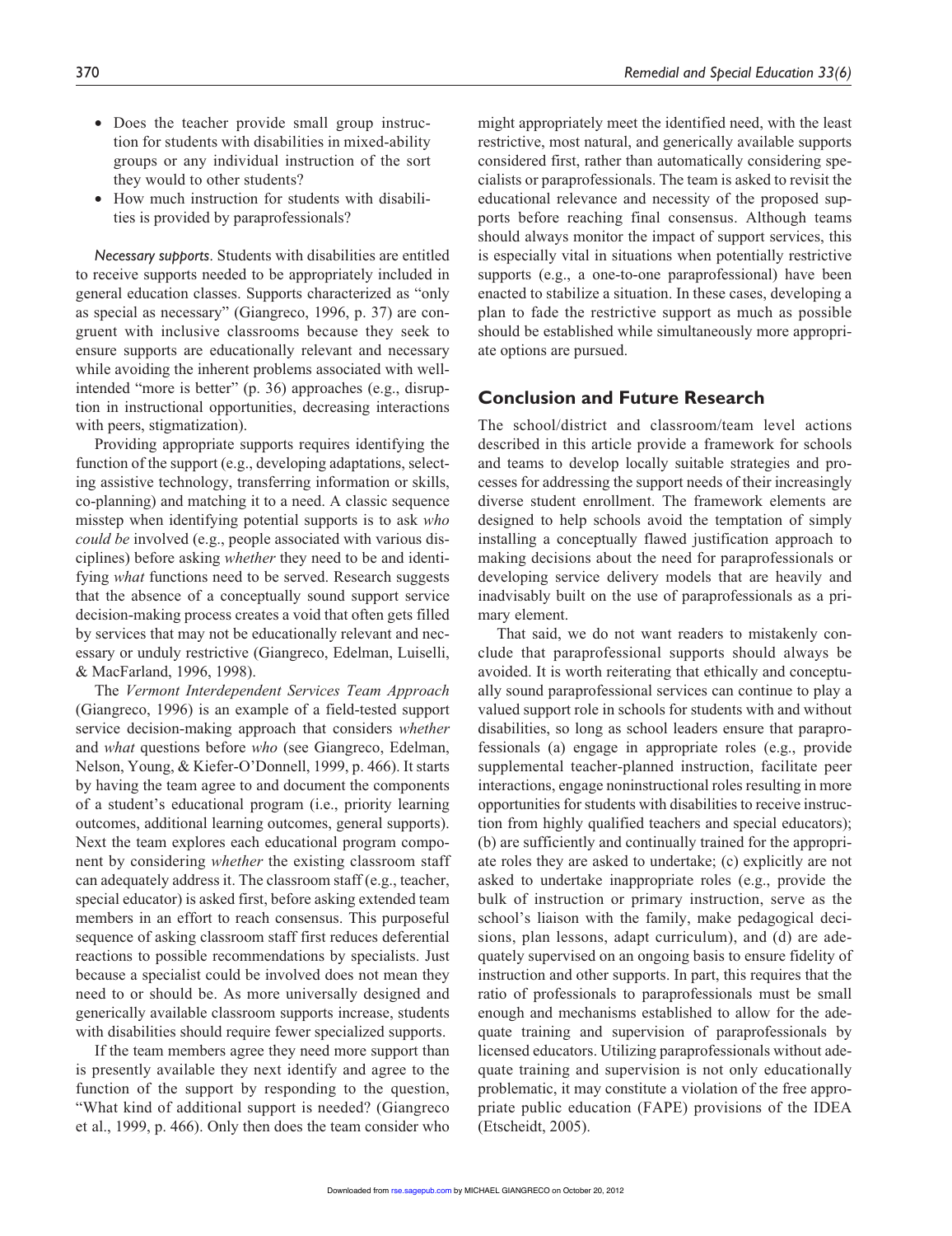- Does the teacher provide small group instruction for students with disabilities in mixed-ability groups or any individual instruction of the sort they would to other students?
- How much instruction for students with disabilities is provided by paraprofessionals?

*Necessary supports*. Students with disabilities are entitled to receive supports needed to be appropriately included in general education classes. Supports characterized as "only as special as necessary" (Giangreco, 1996, p. 37) are congruent with inclusive classrooms because they seek to ensure supports are educationally relevant and necessary while avoiding the inherent problems associated with well-intended "more is better" (p. 36) approaches (e.g., disruption in instructional opportunities, decreasing interactions with peers, stigmatization).

Providing appropriate supports requires identifying the function of the support (e.g., developing adaptations, selecting assistive technology, transferring information or skills, co-planning) and matching it to a need. A classic sequence misstep when identifying potential supports is to ask *who could be* involved (e.g., people associated with various disciplines) before asking *whether* they need to be and identifying *what* functions need to be served. Research suggests that the absence of a conceptually sound support service decision-making process creates a void that often gets filled by services that may not be educationally relevant and necessary or unduly restrictive (Giangreco, Edelman, Luiselli, & MacFarland, 1996, 1998).

The *Vermont Interdependent Services Team Approach* (Giangreco, 1996) is an example of a field-tested support service decision-making approach that considers *whether* and *what* questions before *who* (see Giangreco, Edelman, Nelson, Young, & Kiefer-O'Donnell, 1999, p. 466). It starts by having the team agree to and document the components of a student's educational program (i.e., priority learning outcomes, additional learning outcomes, general supports). Next the team explores each educational program component by considering *whether* the existing classroom staff can adequately address it. The classroom staff (e.g., teacher, special educator) is asked first, before asking extended team members in an effort to reach consensus. This purposeful sequence of asking classroom staff first reduces deferential reactions to possible recommendations by specialists. Just because a specialist could be involved does not mean they need to or should be. As more universally designed and generically available classroom supports increase, students with disabilities should require fewer specialized supports.

If the team members agree they need more support than is presently available they next identify and agree to the function of the support by responding to the question, "What kind of additional support is needed? (Giangreco et al., 1999, p. 466). Only then does the team consider who might appropriately meet the identified need, with the least restrictive, most natural, and generically available supports considered first, rather than automatically considering specialists or paraprofessionals. The team is asked to revisit the educational relevance and necessity of the proposed supports before reaching final consensus. Although teams should always monitor the impact of support services, this is especially vital in situations when potentially restrictive supports (e.g., a one-to-one paraprofessional) have been enacted to stabilize a situation. In these cases, developing a plan to fade the restrictive support as much as possible should be established while simultaneously more appropriate options are pursued.

## Conclusion and Future Research

The school/district and classroom/team level actions described in this article provide a framework for schools and teams to develop locally suitable strategies and processes for addressing the support needs of their increasingly diverse student enrollment. The framework elements are designed to help schools avoid the temptation of simply installing a conceptually flawed justification approach to making decisions about the need for paraprofessionals or developing service delivery models that are heavily and inadvisably built on the use of paraprofessionals as a primary element.

That said, we do not want readers to mistakenly conclude that paraprofessional supports should always be avoided. It is worth reiterating that ethically and conceptually sound paraprofessional services can continue to play a valued support role in schools for students with and without disabilities, so long as school leaders ensure that paraprofessionals (a) engage in appropriate roles (e.g., provide supplemental teacher-planned instruction, facilitate peer interactions, engage noninstructional roles resulting in more opportunities for students with disabilities to receive instruction from highly qualified teachers and special educators); (b) are sufficiently and continually trained for the appropriate roles they are asked to undertake; (c) explicitly are not asked to undertake inappropriate roles (e.g., provide the bulk of instruction or primary instruction, serve as the school's liaison with the family, make pedagogical decisions, plan lessons, adapt curriculum), and (d) are adequately supervised on an ongoing basis to ensure fidelity of instruction and other supports. In part, this requires that the ratio of professionals to paraprofessionals must be small enough and mechanisms established to allow for the adequate training and supervision of paraprofessionals by licensed educators. Utilizing paraprofessionals without adequate training and supervision is not only educationally problematic, it may constitute a violation of the free appropriate public education (FAPE) provisions of the IDEA (Etscheidt, 2005).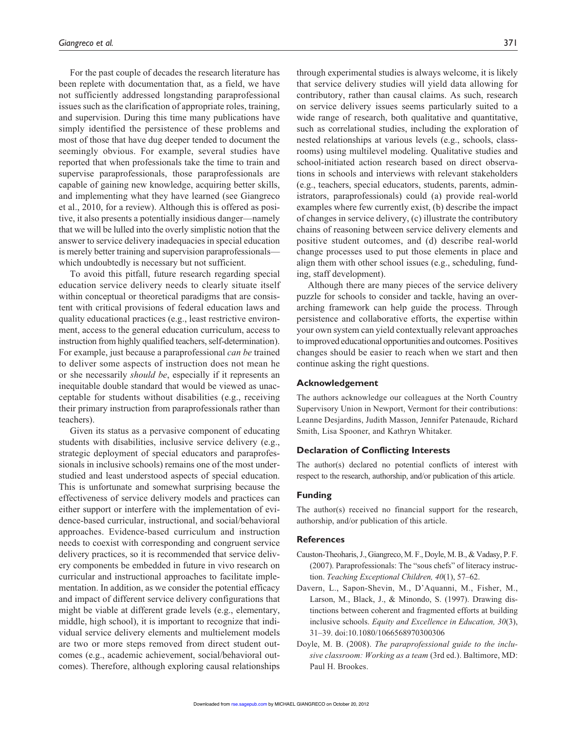For the past couple of decades the research literature has been replete with documentation that, as a field, we have not sufficiently addressed longstanding paraprofessional issues such as the clarification of appropriate roles, training, and supervision. During this time many publications have simply identified the persistence of these problems and most of those that have dug deeper tended to document the seemingly obvious. For example, several studies have reported that when professionals take the time to train and supervise paraprofessionals, those paraprofessionals are capable of gaining new knowledge, acquiring better skills, and implementing what they have learned (see Giangreco et al., 2010, for a review). Although this is offered as positive, it also presents a potentially insidious danger—namely that we will be lulled into the overly simplistic notion that the answer to service delivery inadequacies in special education is merely better training and supervision paraprofessionals—which undoubtedly is necessary but not sufficient.

To avoid this pitfall, future research regarding special education service delivery needs to clearly situate itself within conceptual or theoretical paradigms that are consistent with critical provisions of federal education laws and quality educational practices (e.g., least restrictive environment, access to the general education curriculum, access to instruction from highly qualified teachers, self-determination). For example, just because a paraprofessional *can be* trained to deliver some aspects of instruction does not mean he or she necessarily *should be*, especially if it represents an inequitable double standard that would be viewed as unacceptable for students without disabilities (e.g., receiving their primary instruction from paraprofessionals rather than teachers).

Given its status as a pervasive component of educating students with disabilities, inclusive service delivery (e.g., strategic deployment of special educators and paraprofessionals in inclusive schools) remains one of the most understudied and least understood aspects of special education. This is unfortunate and somewhat surprising because the effectiveness of service delivery models and practices can either support or interfere with the implementation of evidence-based curricular, instructional, and social/behavioral approaches. Evidence-based curriculum and instruction needs to coexist with corresponding and congruent service delivery practices, so it is recommended that service delivery components be embedded in future in vivo research on curricular and instructional approaches to facilitate implementation. In addition, as we consider the potential efficacy and impact of different service delivery configurations that might be viable at different grade levels (e.g., elementary, middle, high school), it is important to recognize that individual service delivery elements and multielement models are two or more steps removed from direct student outcomes (e.g., academic achievement, social/behavioral outcomes). Therefore, although exploring causal relationships through experimental studies is always welcome, it is likely that service delivery studies will yield data allowing for contributory, rather than causal claims. As such, research on service delivery issues seems particularly suited to a wide range of research, both qualitative and quantitative, such as correlational studies, including the exploration of nested relationships at various levels (e.g., schools, classrooms) using multilevel modeling. Qualitative studies and school-initiated action research based on direct observations in schools and interviews with relevant stakeholders (e.g., teachers, special educators, students, parents, administrators, paraprofessionals) could (a) provide real-world examples where few currently exist, (b) describe the impact of changes in service delivery, (c) illustrate the contributory chains of reasoning between service delivery elements and positive student outcomes, and (d) describe real-world change processes used to put those elements in place and align them with other school issues (e.g., scheduling, funding, staff development).

Although there are many pieces of the service delivery puzzle for schools to consider and tackle, having an overarching framework can help guide the process. Through persistence and collaborative efforts, the expertise within your own system can yield contextually relevant approaches to improved educational opportunities and outcomes. Positives changes should be easier to reach when we start and then continue asking the right questions.

## Acknowledgement

The authors acknowledge our colleagues at the North Country Supervisory Union in Newport, Vermont for their contributions: Leanne Desjardins, Judith Masson, Jennifer Patenaude, Richard Smith, Lisa Spooner, and Kathryn Whitaker.

## Declaration of Conflicting Interests

The author(s) declared no potential conflicts of interest with respect to the research, authorship, and/or publication of this article.

## Funding

The author(s) received no financial support for the research, authorship, and/or publication of this article.

## References

Causton-Theoharis, J., Giangreco, M. F., Doyle, M. B., & Vadasy, P. F. (2007). Paraprofessionals: The "sous chefs" of literacy instruction. *Teaching Exceptional Children, 40*(1), 57–62.

Davern, L., Sapon-Shevin, M., D'Aquanni, M., Fisher, M., Larson, M., Black, J., & Minondo, S. (1997). Drawing distinctions between coherent and fragmented efforts at building inclusive schools. *Equity and Excellence in Education, 30*(3), 31–39. doi:10.1080/1066568970300306

Doyle, M. B. (2008). *The paraprofessional guide to the inclusive classroom: Working as a team* (3rd ed.). Baltimore, MD: Paul H. Brookes.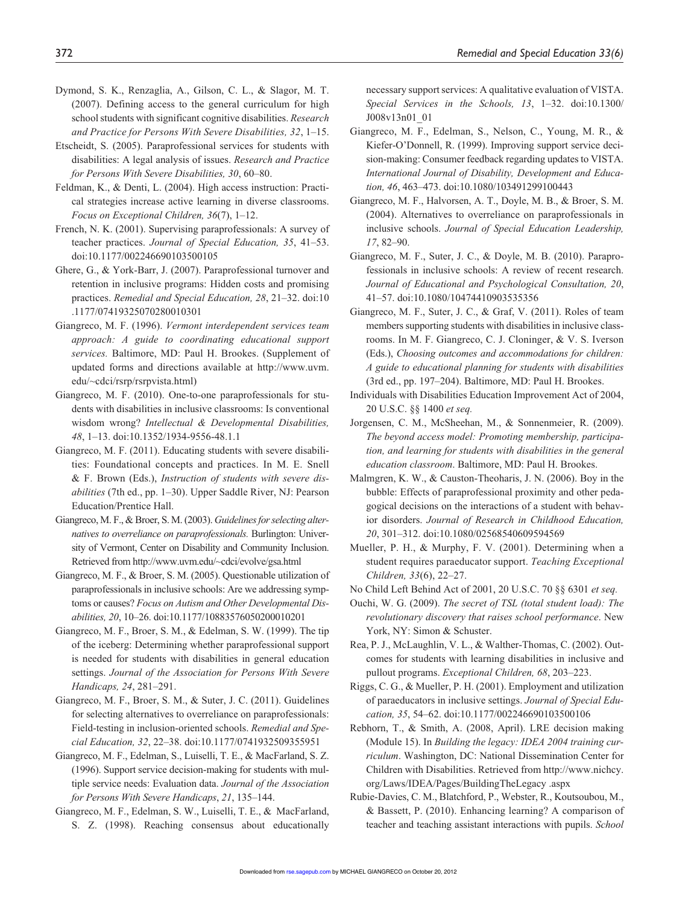Dymond, S. K., Renzaglia, A., Gilson, C. L., & Slagor, M. T. (2007). Defining access to the general curriculum for high school students with significant cognitive disabilities. *Research and Practice for Persons With Severe Disabilities, 32*, 1–15.

Etscheidt, S. (2005). Paraprofessional services for students with disabilities: A legal analysis of issues. *Research and Practice for Persons With Severe Disabilities, 30*, 60–80.

Feldman, K., & Denti, L. (2004). High access instruction: Practical strategies increase active learning in diverse classrooms. *Focus on Exceptional Children, 36*(7), 1–12.

French, N. K. (2001). Supervising paraprofessionals: A survey of teacher practices. *Journal of Special Education, 35*, 41–53. doi:10.1177/002246690103500105

Ghere, G., & York-Barr, J. (2007). Paraprofessional turnover and retention in inclusive programs: Hidden costs and promising practices. *Remedial and Special Education, 28*, 21–32. doi:10.1177/07419325070280010301

Giangreco, M. F. (1996). *Vermont interdependent services team approach: A guide to coordinating educational support services.* Baltimore, MD: Paul H. Brookes. (Supplement of updated forms and directions available at http://www.uvm.edu/~cdci/rsrp/rsrpvista.html)

Giangreco, M. F. (2010). One-to-one paraprofessionals for students with disabilities in inclusive classrooms: Is conventional wisdom wrong? *Intellectual & Developmental Disabilities, 48*, 1–13. doi:10.1352/1934-9556-48.1.1

Giangreco, M. F. (2011). Educating students with severe disabilities: Foundational concepts and practices. In M. E. Snell & F. Brown (Eds.), *Instruction of students with severe disabilities* (7th ed., pp. 1–30). Upper Saddle River, NJ: Pearson Education/Prentice Hall.

Giangreco, M. F., & Broer, S. M. (2003). *Guidelines for selecting alternatives to overreliance on paraprofessionals.* Burlington: University of Vermont, Center on Disability and Community Inclusion. Retrieved from http://www.uvm.edu/~cdci/evolve/gsa.html

Giangreco, M. F., & Broer, S. M. (2005). Questionable utilization of paraprofessionals in inclusive schools: Are we addressing symptoms or causes? *Focus on Autism and Other Developmental Disabilities, 20*, 10–26. doi:10.1177/10883576050200010201

Giangreco, M. F., Broer, S. M., & Edelman, S. W. (1999). The tip of the iceberg: Determining whether paraprofessional support is needed for students with disabilities in general education settings. *Journal of the Association for Persons With Severe Handicaps, 24*, 281–291.

Giangreco, M. F., Broer, S. M., & Suter, J. C. (2011). Guidelines for selecting alternatives to overreliance on paraprofessionals: Field-testing in inclusion-oriented schools. *Remedial and Special Education, 32*, 22–38. doi:10.1177/0741932509355951

Giangreco, M. F., Edelman, S., Luiselli, T. E., & MacFarland, S. Z. (1996). Support service decision-making for students with multiple service needs: Evaluation data. *Journal of the Association for Persons With Severe Handicaps, 21*, 135–144.

Giangreco, M. F., Edelman, S. W., Luiselli, T. E., & MacFarland, S. Z. (1998). Reaching consensus about educationally necessary support services: A qualitative evaluation of VISTA. *Special Services in the Schools, 13*, 1–32. doi:10.1300/J008v13n01_01

Giangreco, M. F., Edelman, S., Nelson, C., Young, M. R., & Kiefer-O'Donnell, R. (1999). Improving support service decision-making: Consumer feedback regarding updates to VISTA. *International Journal of Disability, Development and Education, 46*, 463–473. doi:10.1080/103491299100443

Giangreco, M. F., Halvorsen, A. T., Doyle, M. B., & Broer, S. M. (2004). Alternatives to overreliance on paraprofessionals in inclusive schools. *Journal of Special Education Leadership, 17*, 82–90.

Giangreco, M. F., Suter, J. C., & Doyle, M. B. (2010). Paraprofessionals in inclusive schools: A review of recent research. *Journal of Educational and Psychological Consultation, 20*, 41–57. doi:10.1080/10474410903535356

Giangreco, M. F., Suter, J. C., & Graf, V. (2011). Roles of team members supporting students with disabilities in inclusive classrooms. In M. F. Giangreco, C. J. Cloninger, & V. S. Iverson (Eds.), *Choosing outcomes and accommodations for children: A guide to educational planning for students with disabilities* (3rd ed., pp. 197–204). Baltimore, MD: Paul H. Brookes.

Individuals with Disabilities Education Improvement Act of 2004, 20 U.S.C. §§ 1400 *et seq.*

Jorgensen, C. M., McSheehan, M., & Sonnenmeier, R. (2009). *The beyond access model: Promoting membership, participation, and learning for students with disabilities in the general education classroom*. Baltimore, MD: Paul H. Brookes.

Malmgren, K. W., & Causton-Theoharis, J. N. (2006). Boy in the bubble: Effects of paraprofessional proximity and other pedagogical decisions on the interactions of a student with behavior disorders. *Journal of Research in Childhood Education, 20*, 301–312. doi:10.1080/02568540609594569

Mueller, P. H., & Murphy, F. V. (2001). Determining when a student requires paraeducator support. *Teaching Exceptional Children, 33*(6), 22–27.

No Child Left Behind Act of 2001, 20 U.S.C. 70 §§ 6301 *et seq.*

Ouchi, W. G. (2009). *The secret of TSL (total student load): The revolutionary discovery that raises school performance*. New York, NY: Simon & Schuster.

Rea, P. J., McLaughlin, V. L., & Walther-Thomas, C. (2002). Outcomes for students with learning disabilities in inclusive and pullout programs. *Exceptional Children, 68*, 203–223.

Riggs, C. G., & Mueller, P. H. (2001). Employment and utilization of paraeducators in inclusive settings. *Journal of Special Education, 35*, 54–62. doi:10.1177/002246690103500106

Rebhorn, T., & Smith, A. (2008, April). LRE decision making (Module 15). In *Building the legacy: IDEA 2004 training curriculum*. Washington, DC: National Dissemination Center for Children with Disabilities. Retrieved from http://www.nichcy.org/Laws/IDEA/Pages/BuildingTheLegacy .aspx

Rubie-Davies, C. M., Blatchford, P., Webster, R., Koutsoubou, M., & Bassett, P. (2010). Enhancing learning? A comparison of teacher and teaching assistant interactions with pupils. *School*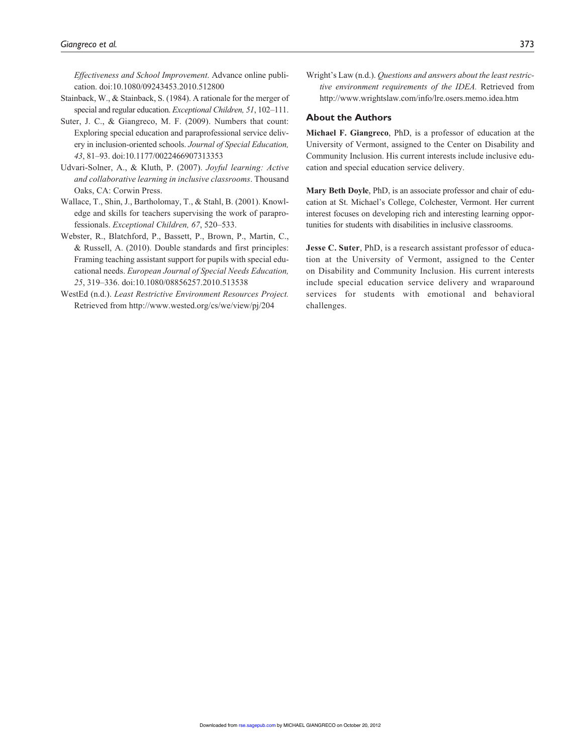*Effectiveness and School Improvement*. Advance online publication. doi:10.1080/09243453.2010.512800

Stainback, W., & Stainback, S. (1984). A rationale for the merger of special and regular education. *Exceptional Children, 51*, 102–111.

Suter, J. C., & Giangreco, M. F. (2009). Numbers that count: Exploring special education and paraprofessional service delivery in inclusion-oriented schools. *Journal of Special Education, 43*, 81–93. doi:10.1177/0022466907313353

Udvari-Solner, A., & Kluth, P. (2007). *Joyful learning: Active and collaborative learning in inclusive classrooms*. Thousand Oaks, CA: Corwin Press.

Wallace, T., Shin, J., Bartholomay, T., & Stahl, B. (2001). Knowledge and skills for teachers supervising the work of paraprofessionals. *Exceptional Children, 67*, 520–533.

Webster, R., Blatchford, P., Bassett, P., Brown, P., Martin, C., & Russell, A. (2010). Double standards and first principles: Framing teaching assistant support for pupils with special educational needs. *European Journal of Special Needs Education, 25*, 319–336. doi:10.1080/08856257.2010.513538

WestEd (n.d.). *Least Restrictive Environment Resources Project.* Retrieved from http://www.wested.org/cs/we/view/pj/204

Wright's Law (n.d.). *Questions and answers about the least restrictive environment requirements of the IDEA.* Retrieved from http://www.wrightslaw.com/info/lre.osers.memo.idea.htm

## About the Authors

**Michael F. Giangreco**, PhD, is a professor of education at the University of Vermont, assigned to the Center on Disability and Community Inclusion. His current interests include inclusive education and special education service delivery.

**Mary Beth Doyle**, PhD, is an associate professor and chair of education at St. Michael's College, Colchester, Vermont. Her current interest focuses on developing rich and interesting learning opportunities for students with disabilities in inclusive classrooms.

**Jesse C. Suter**, PhD, is a research assistant professor of education at the University of Vermont, assigned to the Center on Disability and Community Inclusion. His current interests include special education service delivery and wraparound services for students with emotional and behavioral challenges.